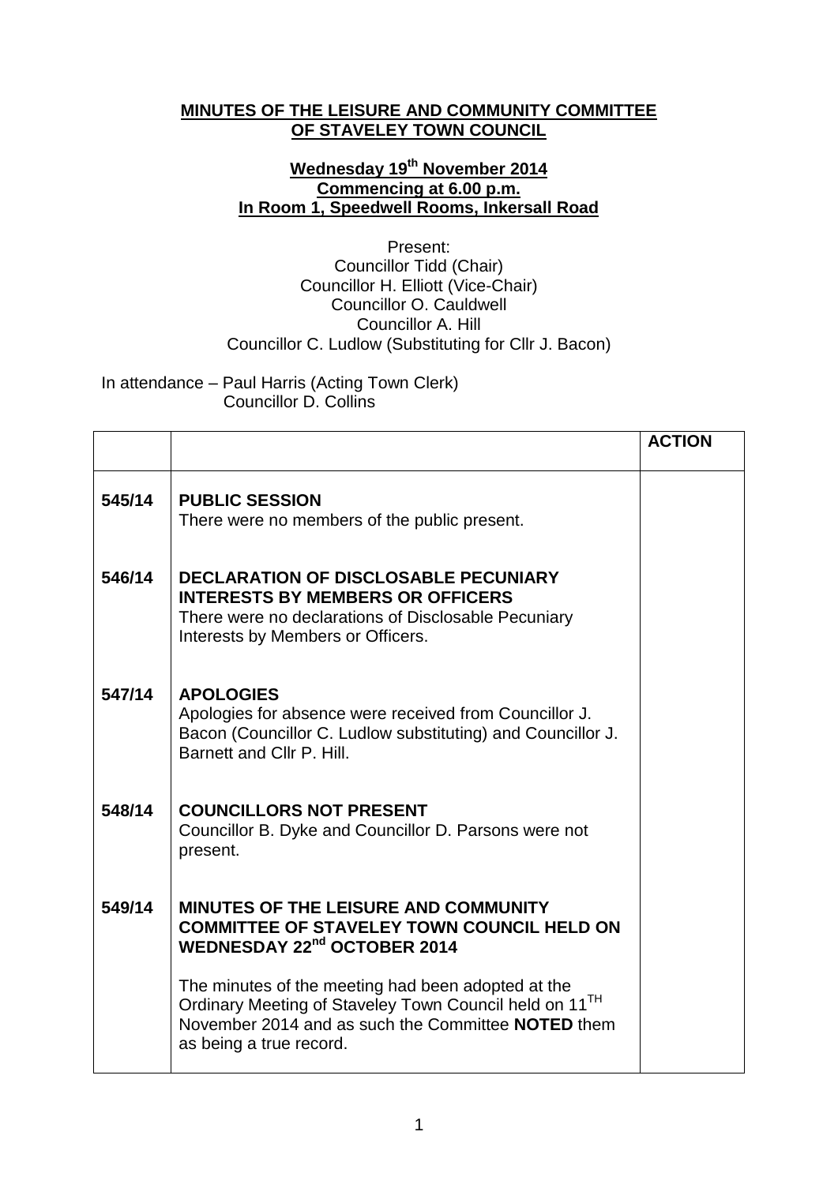**MINUTES OF THE LEISURE AND COMMUNITY COMMITTEE OF STAVELEY TOWN COUNCIL**

**Wednesday 19th November 2014**
**Commencing at 6.00 p.m.**
**In Room 1, Speedwell Rooms, Inkersall Road**

Present:
Councillor Tidd (Chair)
Councillor H. Elliott (Vice-Chair)
Councillor O. Cauldwell
Councillor A. Hill
Councillor C. Ludlow (Substituting for Cllr J. Bacon)

In attendance – Paul Harris (Acting Town Clerk)
Councillor D. Collins

| | | **ACTION** |
|---|---|---|
| **545/14** | **PUBLIC SESSION**<br>There were no members of the public present. | |
| **546/14** | **DECLARATION OF DISCLOSABLE PECUNIARY INTERESTS BY MEMBERS OR OFFICERS**<br>There were no declarations of Disclosable Pecuniary Interests by Members or Officers. | |
| **547/14** | **APOLOGIES**<br>Apologies for absence were received from Councillor J. Bacon (Councillor C. Ludlow substituting) and Councillor J. Barnett and Cllr P. Hill. | |
| **548/14** | **COUNCILLORS NOT PRESENT**<br>Councillor B. Dyke and Councillor D. Parsons were not present. | |
| **549/14** | **MINUTES OF THE LEISURE AND COMMUNITY COMMITTEE OF STAVELEY TOWN COUNCIL HELD ON WEDNESDAY 22nd OCTOBER 2014**<br><br>The minutes of the meeting had been adopted at the Ordinary Meeting of Staveley Town Council held on 11TH November 2014 and as such the Committee **NOTED** them as being a true record. | |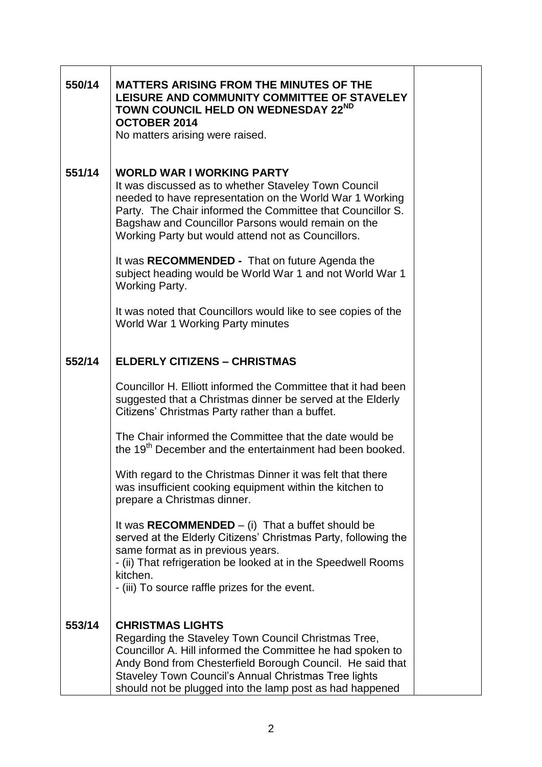| | | |
|---|---|---|
| **550/14** | **MATTERS ARISING FROM THE MINUTES OF THE LEISURE AND COMMUNITY COMMITTEE OF STAVELEY TOWN COUNCIL HELD ON WEDNESDAY 22ND OCTOBER 2014**<br>No matters arising were raised. | |
| **551/14** | **WORLD WAR I WORKING PARTY**<br>It was discussed as to whether Staveley Town Council needed to have representation on the World War 1 Working Party. The Chair informed the Committee that Councillor S. Bagshaw and Councillor Parsons would remain on the Working Party but would attend not as Councillors.<br><br>It was **RECOMMENDED -** That on future Agenda the subject heading would be World War 1 and not World War 1 Working Party.<br><br>It was noted that Councillors would like to see copies of the World War 1 Working Party minutes | |
| **552/14** | **ELDERLY CITIZENS – CHRISTMAS**<br><br>Councillor H. Elliott informed the Committee that it had been suggested that a Christmas dinner be served at the Elderly Citizens' Christmas Party rather than a buffet.<br><br>The Chair informed the Committee that the date would be the 19th December and the entertainment had been booked.<br><br>With regard to the Christmas Dinner it was felt that there was insufficient cooking equipment within the kitchen to prepare a Christmas dinner.<br><br>It was **RECOMMENDED** – (i) That a buffet should be served at the Elderly Citizens' Christmas Party, following the same format as in previous years.<br>- (ii) That refrigeration be looked at in the Speedwell Rooms kitchen.<br>- (iii) To source raffle prizes for the event. | |
| **553/14** | **CHRISTMAS LIGHTS**<br>Regarding the Staveley Town Council Christmas Tree, Councillor A. Hill informed the Committee he had spoken to Andy Bond from Chesterfield Borough Council. He said that Staveley Town Council's Annual Christmas Tree lights should not be plugged into the lamp post as had happened | |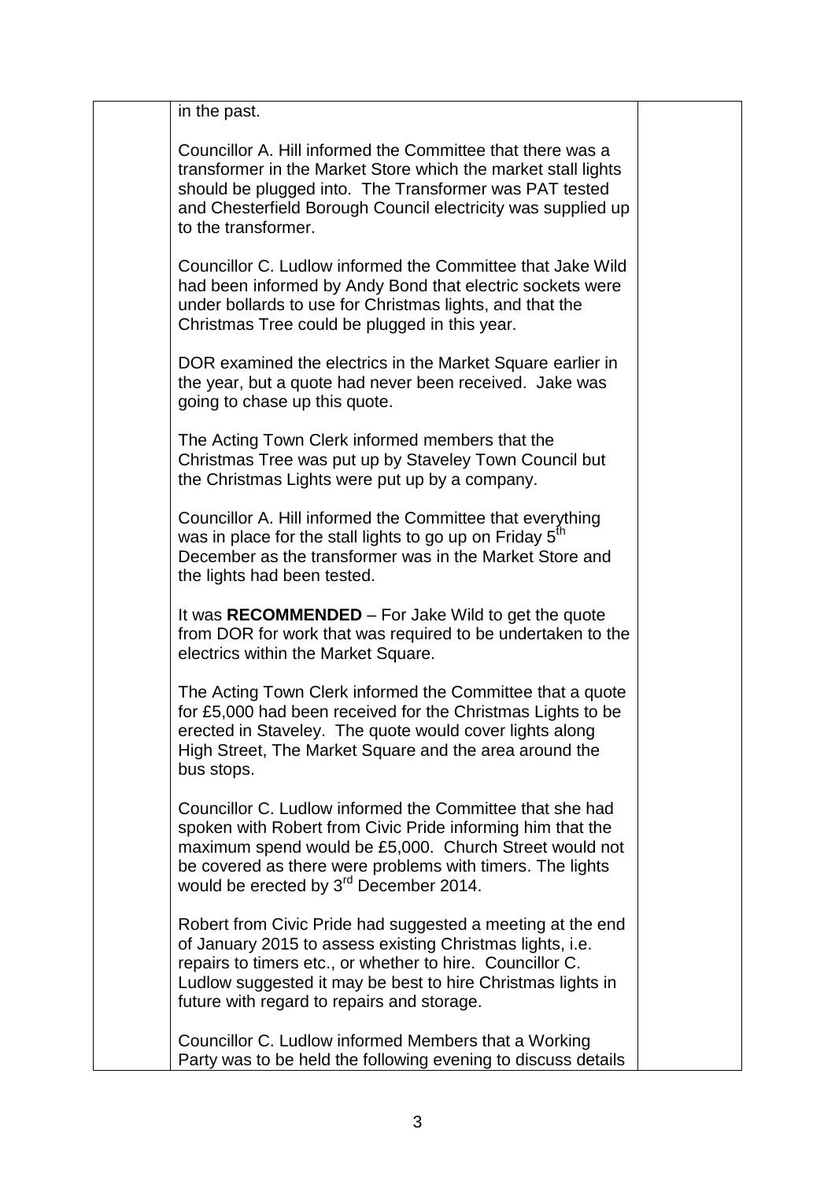in the past.

Councillor A. Hill informed the Committee that there was a transformer in the Market Store which the market stall lights should be plugged into. The Transformer was PAT tested and Chesterfield Borough Council electricity was supplied up to the transformer.

Councillor C. Ludlow informed the Committee that Jake Wild had been informed by Andy Bond that electric sockets were under bollards to use for Christmas lights, and that the Christmas Tree could be plugged in this year.

DOR examined the electrics in the Market Square earlier in the year, but a quote had never been received. Jake was going to chase up this quote.

The Acting Town Clerk informed members that the Christmas Tree was put up by Staveley Town Council but the Christmas Lights were put up by a company.

Councillor A. Hill informed the Committee that everything was in place for the stall lights to go up on Friday 5th December as the transformer was in the Market Store and the lights had been tested.

It was **RECOMMENDED** – For Jake Wild to get the quote from DOR for work that was required to be undertaken to the electrics within the Market Square.

The Acting Town Clerk informed the Committee that a quote for £5,000 had been received for the Christmas Lights to be erected in Staveley. The quote would cover lights along High Street, The Market Square and the area around the bus stops.

Councillor C. Ludlow informed the Committee that she had spoken with Robert from Civic Pride informing him that the maximum spend would be £5,000. Church Street would not be covered as there were problems with timers. The lights would be erected by 3rd December 2014.

Robert from Civic Pride had suggested a meeting at the end of January 2015 to assess existing Christmas lights, i.e. repairs to timers etc., or whether to hire. Councillor C. Ludlow suggested it may be best to hire Christmas lights in future with regard to repairs and storage.

Councillor C. Ludlow informed Members that a Working Party was to be held the following evening to discuss details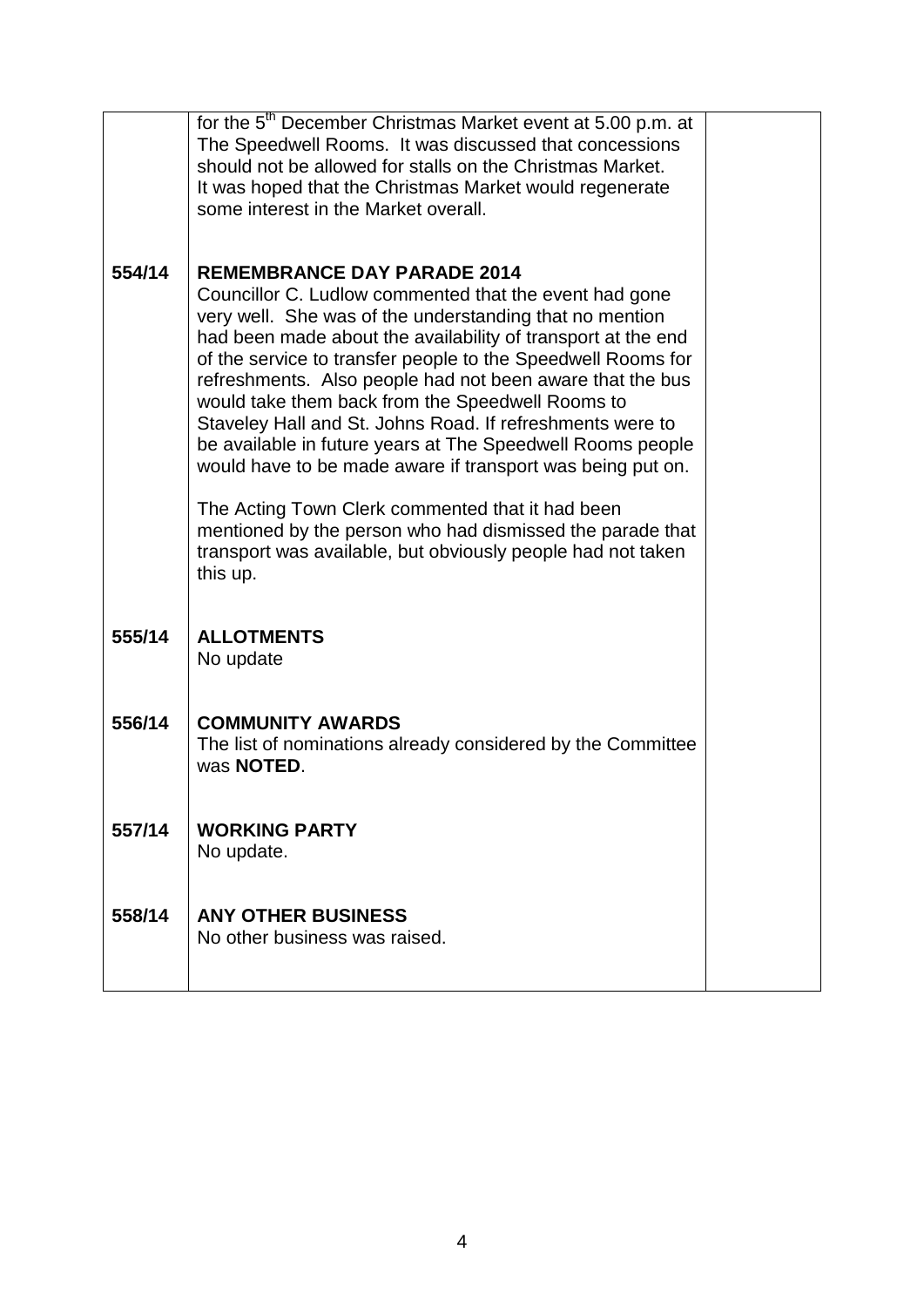| | | |
|---|---|---|
| | for the 5th December Christmas Market event at 5.00 p.m. at The Speedwell Rooms. It was discussed that concessions should not be allowed for stalls on the Christmas Market. It was hoped that the Christmas Market would regenerate some interest in the Market overall. | |
| **554/14** | **REMEMBRANCE DAY PARADE 2014**<br>Councillor C. Ludlow commented that the event had gone very well. She was of the understanding that no mention had been made about the availability of transport at the end of the service to transfer people to the Speedwell Rooms for refreshments. Also people had not been aware that the bus would take them back from the Speedwell Rooms to Staveley Hall and St. Johns Road. If refreshments were to be available in future years at The Speedwell Rooms people would have to be made aware if transport was being put on.<br><br>The Acting Town Clerk commented that it had been mentioned by the person who had dismissed the parade that transport was available, but obviously people had not taken this up. | |
| **555/14** | **ALLOTMENTS**<br>No update | |
| **556/14** | **COMMUNITY AWARDS**<br>The list of nominations already considered by the Committee was **NOTED**. | |
| **557/14** | **WORKING PARTY**<br>No update. | |
| **558/14** | **ANY OTHER BUSINESS**<br>No other business was raised. | |